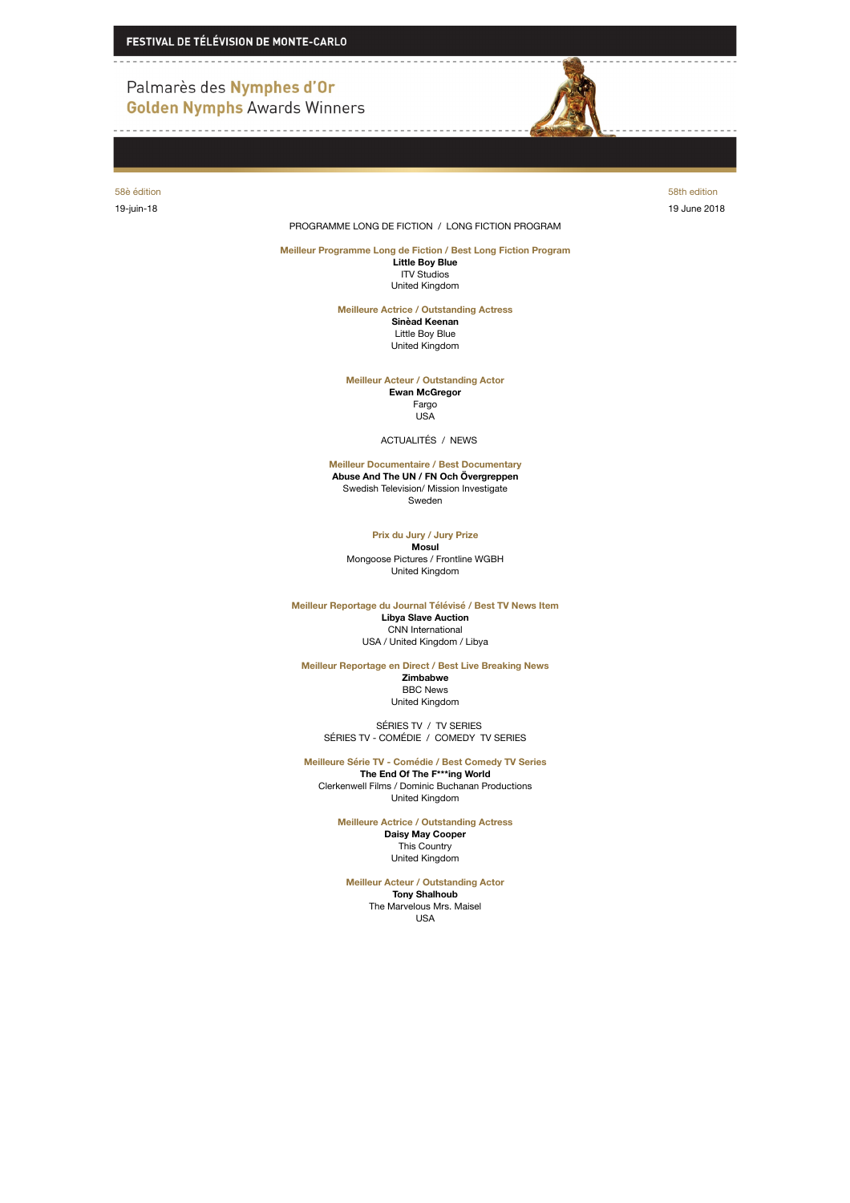**FESTIVAL DE TÉLÉVISION DE MONTE-CARLO**

# Palmarès des Nymphes d'Or
# Golden Nymphs Awards Winners

58è édition | 58th edition

19-juin-18 | 19 June 2018

## PROGRAMME LONG DE FICTION / LONG FICTION PROGRAM

### Meilleur Programme Long de Fiction / Best Long Fiction Program
**Little Boy Blue**
ITV Studios
United Kingdom

### Meilleure Actrice / Outstanding Actress
**Sinèad Keenan**
Little Boy Blue
United Kingdom

### Meilleur Acteur / Outstanding Actor
**Ewan McGregor**
Fargo
USA

## ACTUALITÉS / NEWS

### Meilleur Documentaire / Best Documentary
**Abuse And The UN / FN Och Övergreppen**
Swedish Television/ Mission Investigate
Sweden

### Prix du Jury / Jury Prize
**Mosul**
Mongoose Pictures / Frontline WGBH
United Kingdom

### Meilleur Reportage du Journal Télévisé / Best TV News Item
**Libya Slave Auction**
CNN International
USA / United Kingdom / Libya

### Meilleur Reportage en Direct / Best Live Breaking News
**Zimbabwe**
BBC News
United Kingdom

## SÉRIES TV / TV SERIES
## SÉRIES TV - COMÉDIE / COMEDY TV SERIES

### Meilleure Série TV - Comédie / Best Comedy TV Series
**The End Of The F***ing World**
Clerkenwell Films / Dominic Buchanan Productions
United Kingdom

### Meilleure Actrice / Outstanding Actress
**Daisy May Cooper**
This Country
United Kingdom

### Meilleur Acteur / Outstanding Actor
**Tony Shalhoub**
The Marvelous Mrs. Maisel
USA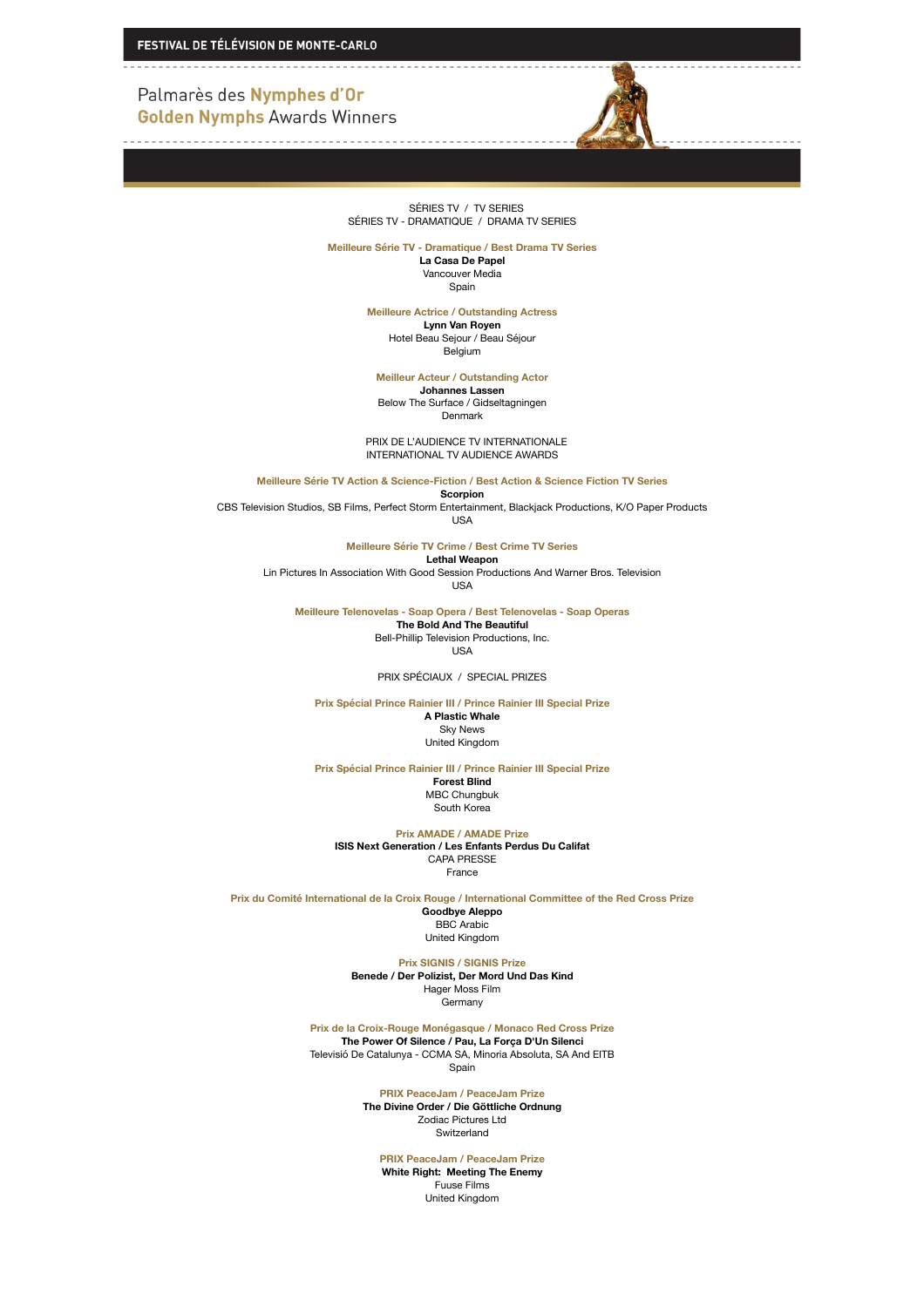FESTIVAL DE TÉLÉVISION DE MONTE-CARLO

# Palmarès des Nymphes d'Or
# Golden Nymphs Awards Winners

SÉRIES TV / TV SERIES
SÉRIES TV - DRAMATIQUE / DRAMA TV SERIES

### Meilleure Série TV - Dramatique / Best Drama TV Series
**La Casa De Papel**
Vancouver Media
Spain

### Meilleure Actrice / Outstanding Actress
**Lynn Van Royen**
Hotel Beau Sejour / Beau Séjour
Belgium

### Meilleur Acteur / Outstanding Actor
**Johannes Lassen**
Below The Surface / Gidseltagningen
Denmark

PRIX DE L'AUDIENCE TV INTERNATIONALE
INTERNATIONAL TV AUDIENCE AWARDS

### Meilleure Série TV Action & Science-Fiction / Best Action & Science Fiction TV Series
**Scorpion**
CBS Television Studios, SB Films, Perfect Storm Entertainment, Blackjack Productions, K/O Paper Products
USA

### Meilleure Série TV Crime / Best Crime TV Series
**Lethal Weapon**
Lin Pictures In Association With Good Session Productions And Warner Bros. Television
USA

### Meilleure Telenovelas - Soap Opera / Best Telenovelas - Soap Operas
**The Bold And The Beautiful**
Bell-Phillip Television Productions, Inc.
USA

PRIX SPÉCIAUX / SPECIAL PRIZES

### Prix Spécial Prince Rainier III / Prince Rainier III Special Prize
**A Plastic Whale**
Sky News
United Kingdom

### Prix Spécial Prince Rainier III / Prince Rainier III Special Prize
**Forest Blind**
MBC Chungbuk
South Korea

### Prix AMADE / AMADE Prize
**ISIS Next Generation / Les Enfants Perdus Du Califat**
CAPA PRESSE
France

### Prix du Comité International de la Croix Rouge / International Committee of the Red Cross Prize
**Goodbye Aleppo**
BBC Arabic
United Kingdom

### Prix SIGNIS / SIGNIS Prize
**Benede / Der Polizist, Der Mord Und Das Kind**
Hager Moss Film
Germany

### Prix de la Croix-Rouge Monégasque / Monaco Red Cross Prize
**The Power Of Silence / Pau, La Força D'Un Silenci**
Televisió De Catalunya - CCMA SA, Minoria Absoluta, SA And EITB
Spain

### PRIX PeaceJam / PeaceJam Prize
**The Divine Order / Die Göttliche Ordnung**
Zodiac Pictures Ltd
Switzerland

### PRIX PeaceJam / PeaceJam Prize
**White Right: Meeting The Enemy**
Fuuse Films
United Kingdom